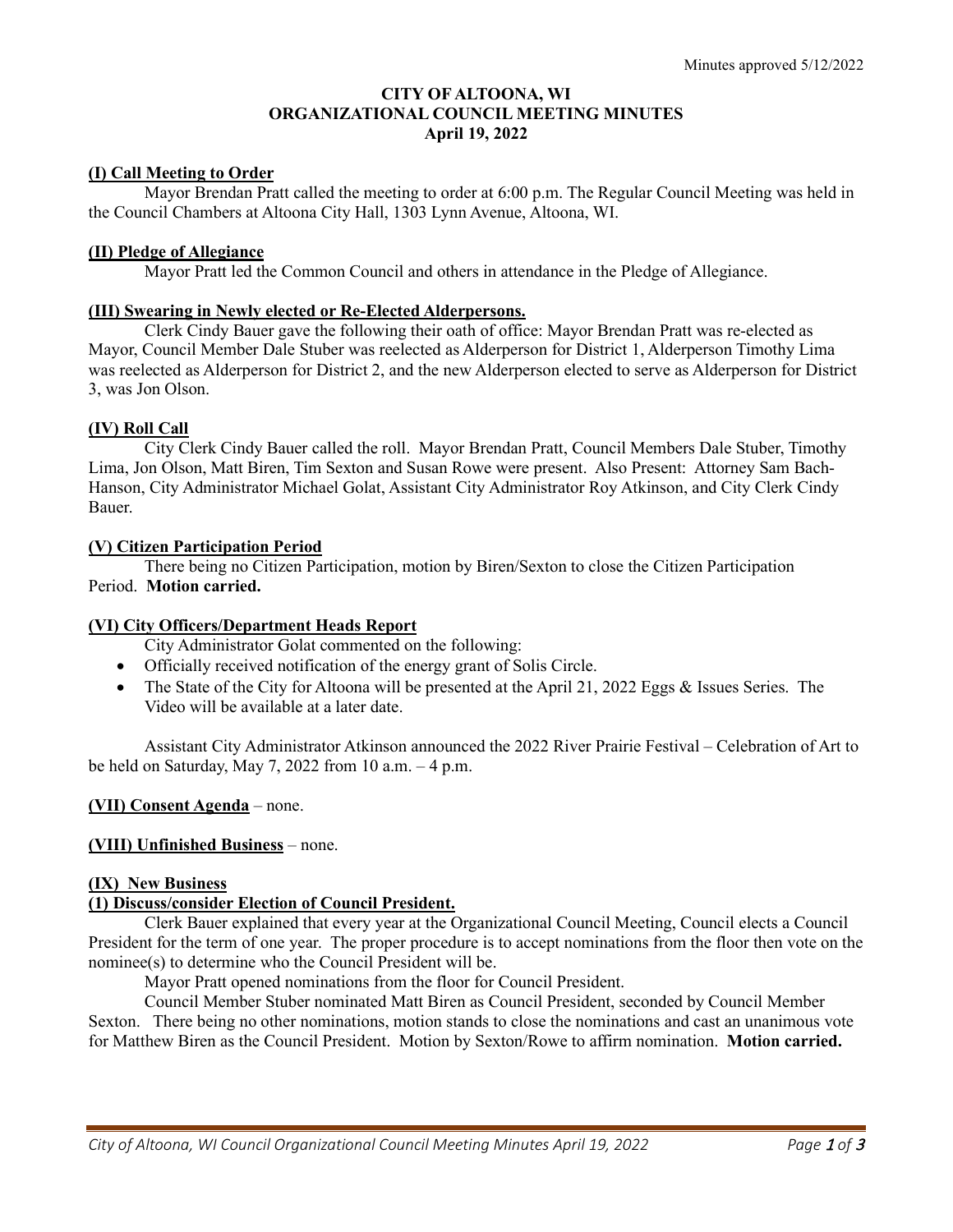Minutes approved 5/12/2022

# CITY OF ALTOONA, WI
## ORGANIZATIONAL COUNCIL MEETING MINUTES
### April 19, 2022

**(I) Call Meeting to Order**

Mayor Brendan Pratt called the meeting to order at 6:00 p.m. The Regular Council Meeting was held in the Council Chambers at Altoona City Hall, 1303 Lynn Avenue, Altoona, WI.

**(II) Pledge of Allegiance**

Mayor Pratt led the Common Council and others in attendance in the Pledge of Allegiance.

**(III) Swearing in Newly elected or Re-Elected Alderpersons.**

Clerk Cindy Bauer gave the following their oath of office: Mayor Brendan Pratt was re-elected as Mayor, Council Member Dale Stuber was reelected as Alderperson for District 1, Alderperson Timothy Lima was reelected as Alderperson for District 2, and the new Alderperson elected to serve as Alderperson for District 3, was Jon Olson.

**(IV) Roll Call**

City Clerk Cindy Bauer called the roll. Mayor Brendan Pratt, Council Members Dale Stuber, Timothy Lima, Jon Olson, Matt Biren, Tim Sexton and Susan Rowe were present. Also Present: Attorney Sam Bach-Hanson, City Administrator Michael Golat, Assistant City Administrator Roy Atkinson, and City Clerk Cindy Bauer.

**(V) Citizen Participation Period**

There being no Citizen Participation, motion by Biren/Sexton to close the Citizen Participation Period. **Motion carried.**

**(VI) City Officers/Department Heads Report**

City Administrator Golat commented on the following:

- Officially received notification of the energy grant of Solis Circle.
- The State of the City for Altoona will be presented at the April 21, 2022 Eggs & Issues Series. The Video will be available at a later date.

Assistant City Administrator Atkinson announced the 2022 River Prairie Festival – Celebration of Art to be held on Saturday, May 7, 2022 from 10 a.m. – 4 p.m.

**(VII) Consent Agenda** – none.

**(VIII) Unfinished Business** – none.

**(IX) New Business**

**(1) Discuss/consider Election of Council President.**

Clerk Bauer explained that every year at the Organizational Council Meeting, Council elects a Council President for the term of one year. The proper procedure is to accept nominations from the floor then vote on the nominee(s) to determine who the Council President will be.

Mayor Pratt opened nominations from the floor for Council President.

Council Member Stuber nominated Matt Biren as Council President, seconded by Council Member Sexton. There being no other nominations, motion stands to close the nominations and cast an unanimous vote for Matthew Biren as the Council President. Motion by Sexton/Rowe to affirm nomination. **Motion carried.**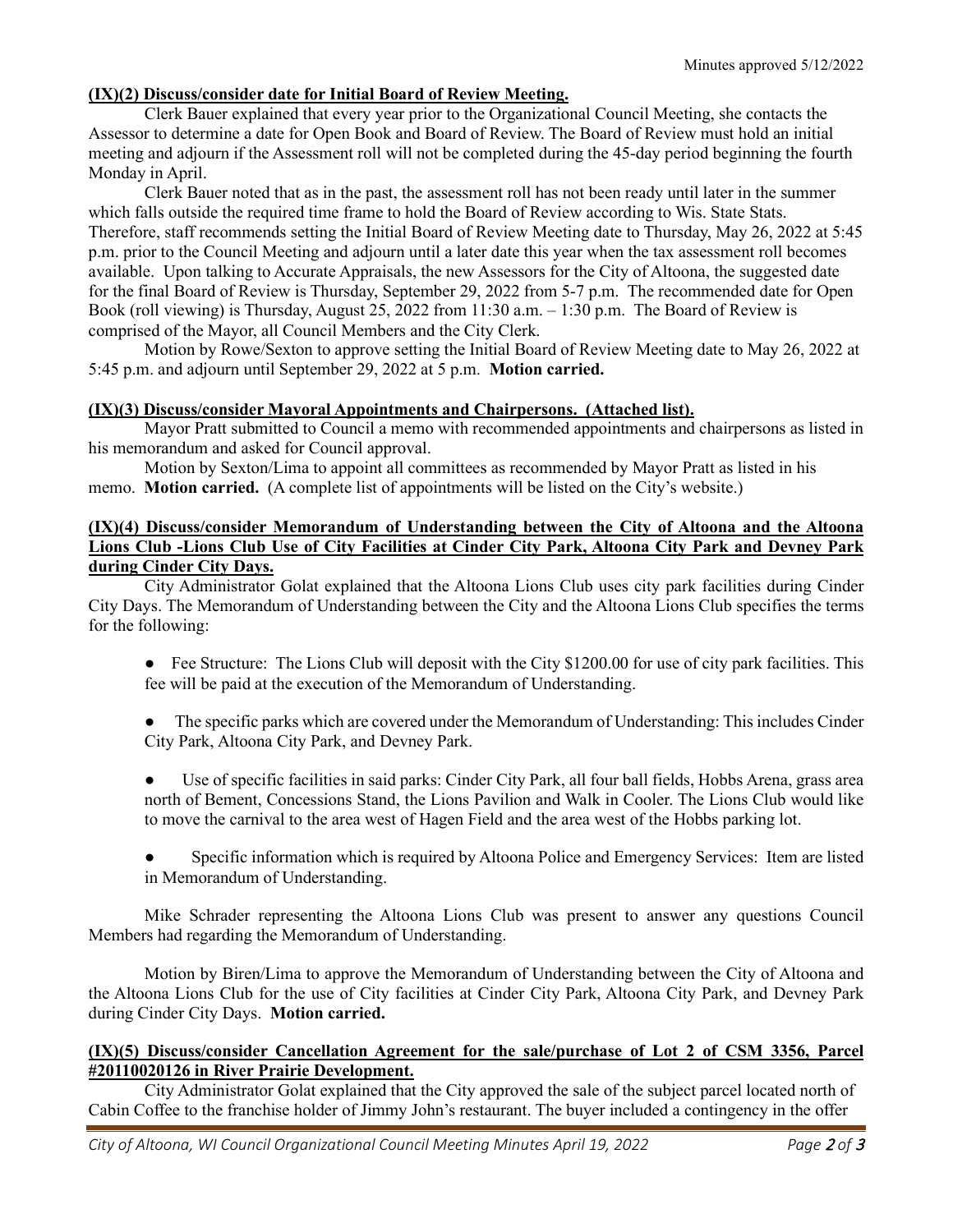Minutes approved 5/12/2022

**(IX)(2) Discuss/consider date for Initial Board of Review Meeting.**

Clerk Bauer explained that every year prior to the Organizational Council Meeting, she contacts the Assessor to determine a date for Open Book and Board of Review. The Board of Review must hold an initial meeting and adjourn if the Assessment roll will not be completed during the 45-day period beginning the fourth Monday in April.

Clerk Bauer noted that as in the past, the assessment roll has not been ready until later in the summer which falls outside the required time frame to hold the Board of Review according to Wis. State Stats. Therefore, staff recommends setting the Initial Board of Review Meeting date to Thursday, May 26, 2022 at 5:45 p.m. prior to the Council Meeting and adjourn until a later date this year when the tax assessment roll becomes available. Upon talking to Accurate Appraisals, the new Assessors for the City of Altoona, the suggested date for the final Board of Review is Thursday, September 29, 2022 from 5-7 p.m. The recommended date for Open Book (roll viewing) is Thursday, August 25, 2022 from 11:30 a.m. – 1:30 p.m. The Board of Review is comprised of the Mayor, all Council Members and the City Clerk.

Motion by Rowe/Sexton to approve setting the Initial Board of Review Meeting date to May 26, 2022 at 5:45 p.m. and adjourn until September 29, 2022 at 5 p.m. **Motion carried.**

**(IX)(3) Discuss/consider Mayoral Appointments and Chairpersons. (Attached list).**

Mayor Pratt submitted to Council a memo with recommended appointments and chairpersons as listed in his memorandum and asked for Council approval.

Motion by Sexton/Lima to appoint all committees as recommended by Mayor Pratt as listed in his memo. **Motion carried.** (A complete list of appointments will be listed on the City's website.)

**(IX)(4) Discuss/consider Memorandum of Understanding between the City of Altoona and the Altoona Lions Club -Lions Club Use of City Facilities at Cinder City Park, Altoona City Park and Devney Park during Cinder City Days.**

City Administrator Golat explained that the Altoona Lions Club uses city park facilities during Cinder City Days. The Memorandum of Understanding between the City and the Altoona Lions Club specifies the terms for the following:

- Fee Structure: The Lions Club will deposit with the City $1200.00 for use of city park facilities. This fee will be paid at the execution of the Memorandum of Understanding.
- The specific parks which are covered under the Memorandum of Understanding: This includes Cinder City Park, Altoona City Park, and Devney Park.
- Use of specific facilities in said parks: Cinder City Park, all four ball fields, Hobbs Arena, grass area north of Bement, Concessions Stand, the Lions Pavilion and Walk in Cooler. The Lions Club would like to move the carnival to the area west of Hagen Field and the area west of the Hobbs parking lot.
- Specific information which is required by Altoona Police and Emergency Services: Item are listed in Memorandum of Understanding.

Mike Schrader representing the Altoona Lions Club was present to answer any questions Council Members had regarding the Memorandum of Understanding.

Motion by Biren/Lima to approve the Memorandum of Understanding between the City of Altoona and the Altoona Lions Club for the use of City facilities at Cinder City Park, Altoona City Park, and Devney Park during Cinder City Days. **Motion carried.**

**(IX)(5) Discuss/consider Cancellation Agreement for the sale/purchase of Lot 2 of CSM 3356, Parcel #20110020126 in River Prairie Development.**

City Administrator Golat explained that the City approved the sale of the subject parcel located north of Cabin Coffee to the franchise holder of Jimmy John's restaurant. The buyer included a contingency in the offer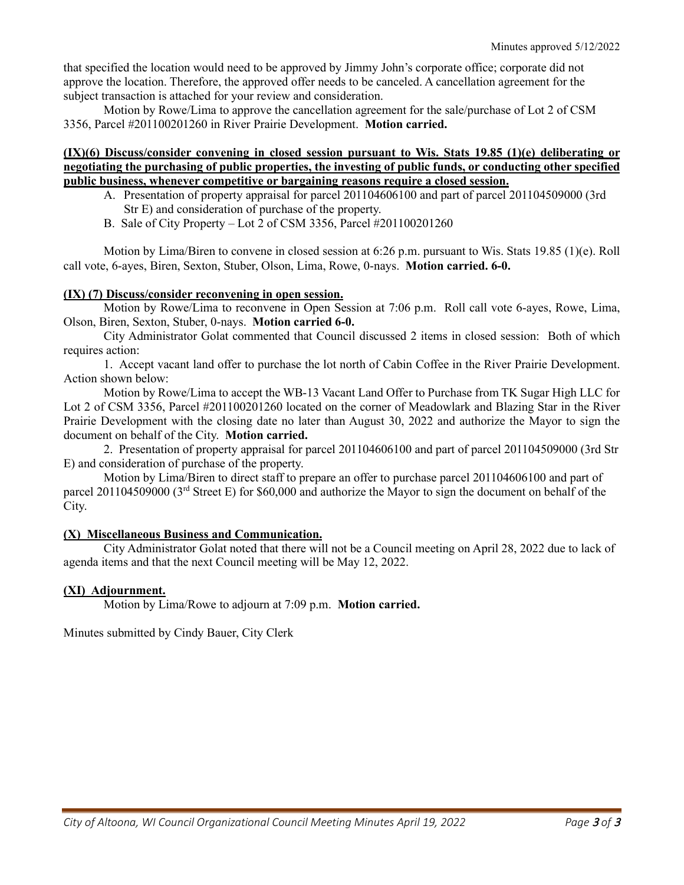that specified the location would need to be approved by Jimmy John's corporate office; corporate did not approve the location. Therefore, the approved offer needs to be canceled. A cancellation agreement for the subject transaction is attached for your review and consideration.

Motion by Rowe/Lima to approve the cancellation agreement for the sale/purchase of Lot 2 of CSM 3356, Parcel #201100201260 in River Prairie Development. **Motion carried.**

**(IX)(6) Discuss/consider convening in closed session pursuant to Wis. Stats 19.85 (1)(e) deliberating or negotiating the purchasing of public properties, the investing of public funds, or conducting other specified public business, whenever competitive or bargaining reasons require a closed session.**

A. Presentation of property appraisal for parcel 201104606100 and part of parcel 201104509000 (3rd Str E) and consideration of purchase of the property.
B. Sale of City Property – Lot 2 of CSM 3356, Parcel #201100201260

Motion by Lima/Biren to convene in closed session at 6:26 p.m. pursuant to Wis. Stats 19.85 (1)(e). Roll call vote, 6-ayes, Biren, Sexton, Stuber, Olson, Lima, Rowe, 0-nays. **Motion carried. 6-0.**

**(IX) (7) Discuss/consider reconvening in open session.**

Motion by Rowe/Lima to reconvene in Open Session at 7:06 p.m. Roll call vote 6-ayes, Rowe, Lima, Olson, Biren, Sexton, Stuber, 0-nays. **Motion carried 6-0.**

City Administrator Golat commented that Council discussed 2 items in closed session: Both of which requires action:

1. Accept vacant land offer to purchase the lot north of Cabin Coffee in the River Prairie Development. Action shown below:

Motion by Rowe/Lima to accept the WB-13 Vacant Land Offer to Purchase from TK Sugar High LLC for Lot 2 of CSM 3356, Parcel #201100201260 located on the corner of Meadowlark and Blazing Star in the River Prairie Development with the closing date no later than August 30, 2022 and authorize the Mayor to sign the document on behalf of the City. **Motion carried.**

2. Presentation of property appraisal for parcel 201104606100 and part of parcel 201104509000 (3rd Str E) and consideration of purchase of the property.

Motion by Lima/Biren to direct staff to prepare an offer to purchase parcel 201104606100 and part of parcel 201104509000 (3rd Street E) for $60,000 and authorize the Mayor to sign the document on behalf of the City.

**(X) Miscellaneous Business and Communication.**

City Administrator Golat noted that there will not be a Council meeting on April 28, 2022 due to lack of agenda items and that the next Council meeting will be May 12, 2022.

**(XI) Adjournment.**

Motion by Lima/Rowe to adjourn at 7:09 p.m. **Motion carried.**

Minutes submitted by Cindy Bauer, City Clerk